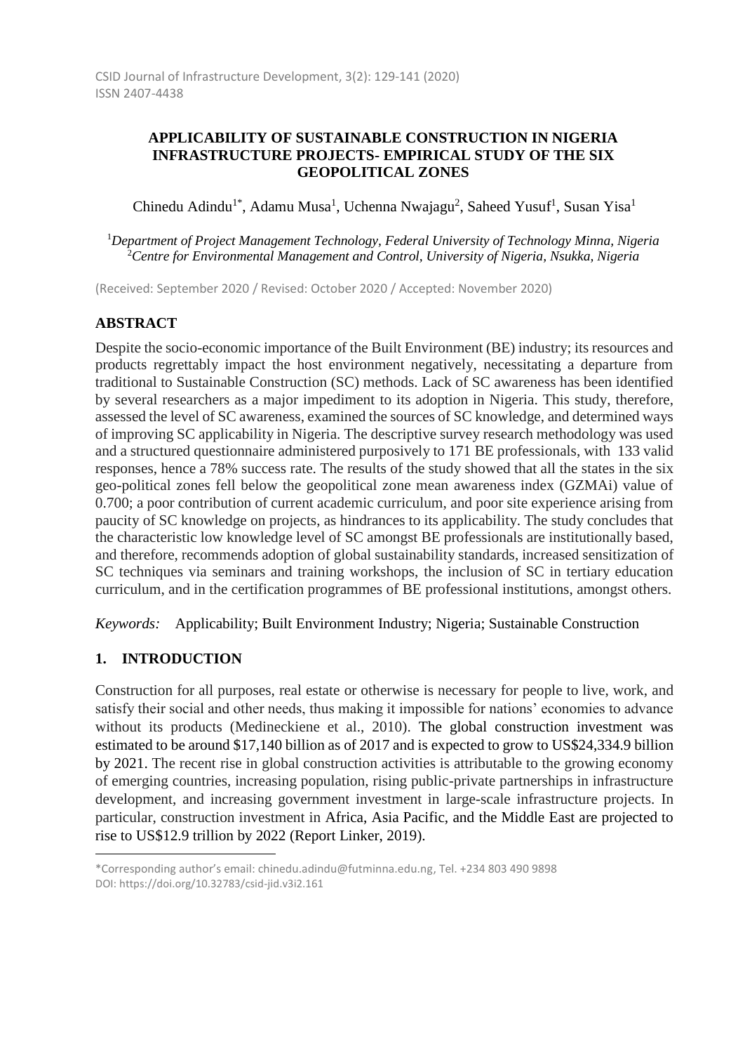# APPLICABILITY OF SUSTAINABLE CONSTRUCTION IN NIGERIA INFRASTRUCTURE PROJECTS- EMPIRICAL STUDY OF THE SIX GEOPOLITICAL ZONES

Chinedu Adindu[1*], Adamu Musa[1], Uchenna Nwajagu[2], Saheed Yusuf[1], Susan Yisa[1]

[1]*Department of Project Management Technology, Federal University of Technology Minna, Nigeria*
[2]*Centre for Environmental Management and Control, University of Nigeria, Nsukka, Nigeria*

(Received: September 2020 / Revised: October 2020 / Accepted: November 2020)

## ABSTRACT

Despite the socio-economic importance of the Built Environment (BE) industry; its resources and products regrettably impact the host environment negatively, necessitating a departure from traditional to Sustainable Construction (SC) methods. Lack of SC awareness has been identified by several researchers as a major impediment to its adoption in Nigeria. This study, therefore, assessed the level of SC awareness, examined the sources of SC knowledge, and determined ways of improving SC applicability in Nigeria. The descriptive survey research methodology was used and a structured questionnaire administered purposively to 171 BE professionals, with 133 valid responses, hence a 78% success rate. The results of the study showed that all the states in the six geo-political zones fell below the geopolitical zone mean awareness index (GZMAi) value of 0.700; a poor contribution of current academic curriculum, and poor site experience arising from paucity of SC knowledge on projects, as hindrances to its applicability. The study concludes that the characteristic low knowledge level of SC amongst BE professionals are institutionally based, and therefore, recommends adoption of global sustainability standards, increased sensitization of SC techniques via seminars and training workshops, the inclusion of SC in tertiary education curriculum, and in the certification programmes of BE professional institutions, amongst others.

*Keywords:* Applicability; Built Environment Industry; Nigeria; Sustainable Construction

## 1. INTRODUCTION

Construction for all purposes, real estate or otherwise is necessary for people to live, work, and satisfy their social and other needs, thus making it impossible for nations' economies to advance without its products (Medineckiene et al., 2010). The global construction investment was estimated to be around $17,140 billion as of 2017 and is expected to grow to US$24,334.9 billion by 2021. The recent rise in global construction activities is attributable to the growing economy of emerging countries, increasing population, rising public-private partnerships in infrastructure development, and increasing government investment in large-scale infrastructure projects. In particular, construction investment in Africa, Asia Pacific, and the Middle East are projected to rise to US$12.9 trillion by 2022 (Report Linker, 2019).

---

*Corresponding author's email: chinedu.adindu@futminna.edu.ng, Tel. +234 803 490 9898
DOI: https://doi.org/10.32783/csid-jid.v3i2.161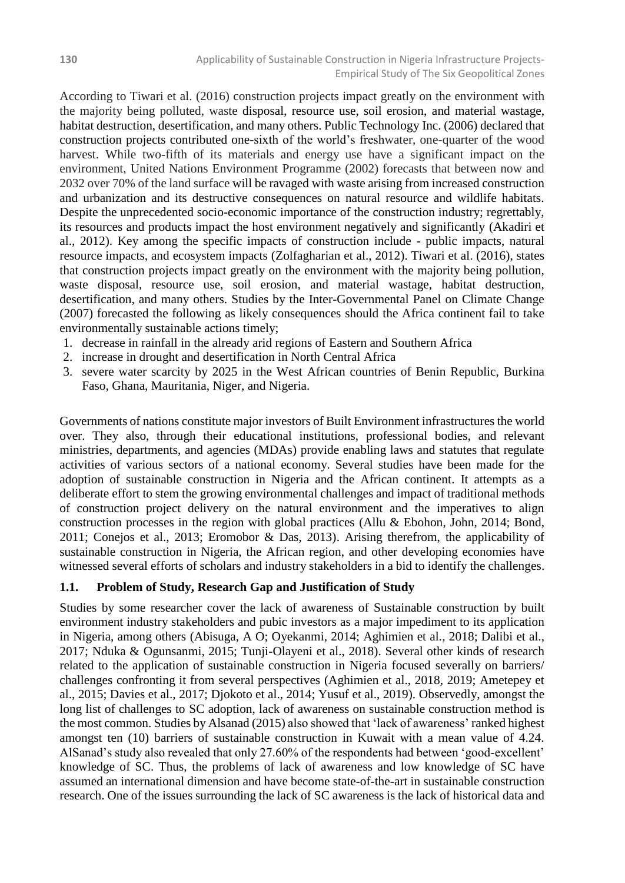According to Tiwari et al. (2016) construction projects impact greatly on the environment with the majority being polluted, waste disposal, resource use, soil erosion, and material wastage, habitat destruction, desertification, and many others. Public Technology Inc. (2006) declared that construction projects contributed one-sixth of the world's freshwater, one-quarter of the wood harvest. While two-fifth of its materials and energy use have a significant impact on the environment, United Nations Environment Programme (2002) forecasts that between now and 2032 over 70% of the land surface will be ravaged with waste arising from increased construction and urbanization and its destructive consequences on natural resource and wildlife habitats. Despite the unprecedented socio-economic importance of the construction industry; regrettably, its resources and products impact the host environment negatively and significantly (Akadiri et al., 2012). Key among the specific impacts of construction include - public impacts, natural resource impacts, and ecosystem impacts (Zolfagharian et al., 2012). Tiwari et al. (2016), states that construction projects impact greatly on the environment with the majority being pollution, waste disposal, resource use, soil erosion, and material wastage, habitat destruction, desertification, and many others. Studies by the Inter-Governmental Panel on Climate Change (2007) forecasted the following as likely consequences should the Africa continent fail to take environmentally sustainable actions timely;

1. decrease in rainfall in the already arid regions of Eastern and Southern Africa
2. increase in drought and desertification in North Central Africa
3. severe water scarcity by 2025 in the West African countries of Benin Republic, Burkina Faso, Ghana, Mauritania, Niger, and Nigeria.

Governments of nations constitute major investors of Built Environment infrastructures the world over. They also, through their educational institutions, professional bodies, and relevant ministries, departments, and agencies (MDAs) provide enabling laws and statutes that regulate activities of various sectors of a national economy. Several studies have been made for the adoption of sustainable construction in Nigeria and the African continent. It attempts as a deliberate effort to stem the growing environmental challenges and impact of traditional methods of construction project delivery on the natural environment and the imperatives to align construction processes in the region with global practices (Allu & Ebohon, John, 2014; Bond, 2011; Conejos et al., 2013; Eromobor & Das, 2013). Arising therefrom, the applicability of sustainable construction in Nigeria, the African region, and other developing economies have witnessed several efforts of scholars and industry stakeholders in a bid to identify the challenges.

## 1.1. Problem of Study, Research Gap and Justification of Study

Studies by some researcher cover the lack of awareness of Sustainable construction by built environment industry stakeholders and pubic investors as a major impediment to its application in Nigeria, among others (Abisuga, A O; Oyekanmi, 2014; Aghimien et al., 2018; Dalibi et al., 2017; Nduka & Ogunsanmi, 2015; Tunji-Olayeni et al., 2018). Several other kinds of research related to the application of sustainable construction in Nigeria focused severally on barriers/ challenges confronting it from several perspectives (Aghimien et al., 2018, 2019; Ametepey et al., 2015; Davies et al., 2017; Djokoto et al., 2014; Yusuf et al., 2019). Observedly, amongst the long list of challenges to SC adoption, lack of awareness on sustainable construction method is the most common. Studies by Alsanad (2015) also showed that 'lack of awareness' ranked highest amongst ten (10) barriers of sustainable construction in Kuwait with a mean value of 4.24. AlSanad's study also revealed that only 27.60% of the respondents had between 'good-excellent' knowledge of SC. Thus, the problems of lack of awareness and low knowledge of SC have assumed an international dimension and have become state-of-the-art in sustainable construction research. One of the issues surrounding the lack of SC awareness is the lack of historical data and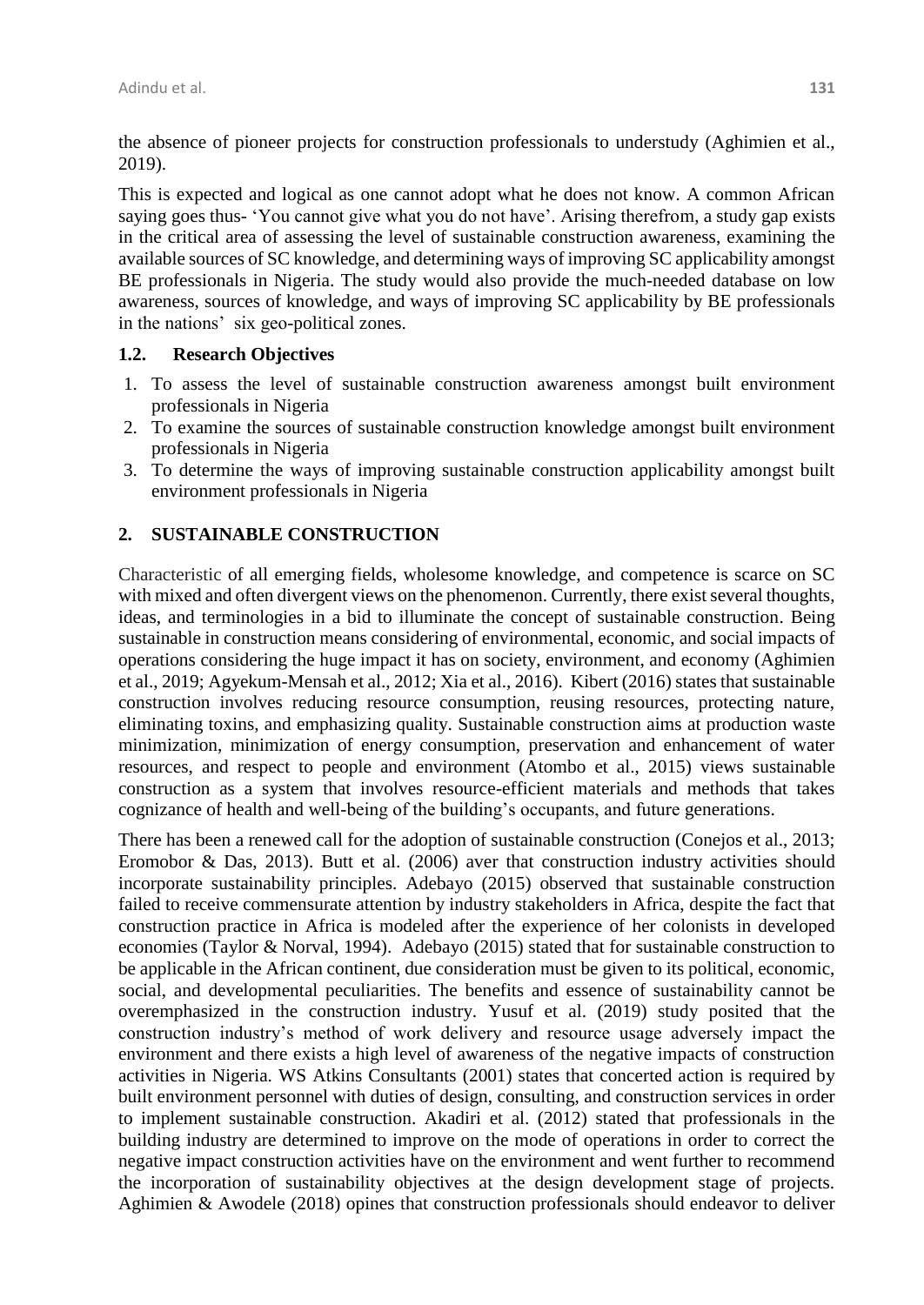the absence of pioneer projects for construction professionals to understudy (Aghimien et al., 2019).

This is expected and logical as one cannot adopt what he does not know. A common African saying goes thus- 'You cannot give what you do not have'. Arising therefrom, a study gap exists in the critical area of assessing the level of sustainable construction awareness, examining the available sources of SC knowledge, and determining ways of improving SC applicability amongst BE professionals in Nigeria. The study would also provide the much-needed database on low awareness, sources of knowledge, and ways of improving SC applicability by BE professionals in the nations' six geo-political zones.

### 1.2. Research Objectives

1. To assess the level of sustainable construction awareness amongst built environment professionals in Nigeria
2. To examine the sources of sustainable construction knowledge amongst built environment professionals in Nigeria
3. To determine the ways of improving sustainable construction applicability amongst built environment professionals in Nigeria

## 2. SUSTAINABLE CONSTRUCTION

Characteristic of all emerging fields, wholesome knowledge, and competence is scarce on SC with mixed and often divergent views on the phenomenon. Currently, there exist several thoughts, ideas, and terminologies in a bid to illuminate the concept of sustainable construction. Being sustainable in construction means considering of environmental, economic, and social impacts of operations considering the huge impact it has on society, environment, and economy (Aghimien et al., 2019; Agyekum-Mensah et al., 2012; Xia et al., 2016). Kibert (2016) states that sustainable construction involves reducing resource consumption, reusing resources, protecting nature, eliminating toxins, and emphasizing quality. Sustainable construction aims at production waste minimization, minimization of energy consumption, preservation and enhancement of water resources, and respect to people and environment (Atombo et al., 2015) views sustainable construction as a system that involves resource-efficient materials and methods that takes cognizance of health and well-being of the building's occupants, and future generations.

There has been a renewed call for the adoption of sustainable construction (Conejos et al., 2013; Eromobor & Das, 2013). Butt et al. (2006) aver that construction industry activities should incorporate sustainability principles. Adebayo (2015) observed that sustainable construction failed to receive commensurate attention by industry stakeholders in Africa, despite the fact that construction practice in Africa is modeled after the experience of her colonists in developed economies (Taylor & Norval, 1994). Adebayo (2015) stated that for sustainable construction to be applicable in the African continent, due consideration must be given to its political, economic, social, and developmental peculiarities. The benefits and essence of sustainability cannot be overemphasized in the construction industry. Yusuf et al. (2019) study posited that the construction industry's method of work delivery and resource usage adversely impact the environment and there exists a high level of awareness of the negative impacts of construction activities in Nigeria. WS Atkins Consultants (2001) states that concerted action is required by built environment personnel with duties of design, consulting, and construction services in order to implement sustainable construction. Akadiri et al. (2012) stated that professionals in the building industry are determined to improve on the mode of operations in order to correct the negative impact construction activities have on the environment and went further to recommend the incorporation of sustainability objectives at the design development stage of projects. Aghimien & Awodele (2018) opines that construction professionals should endeavor to deliver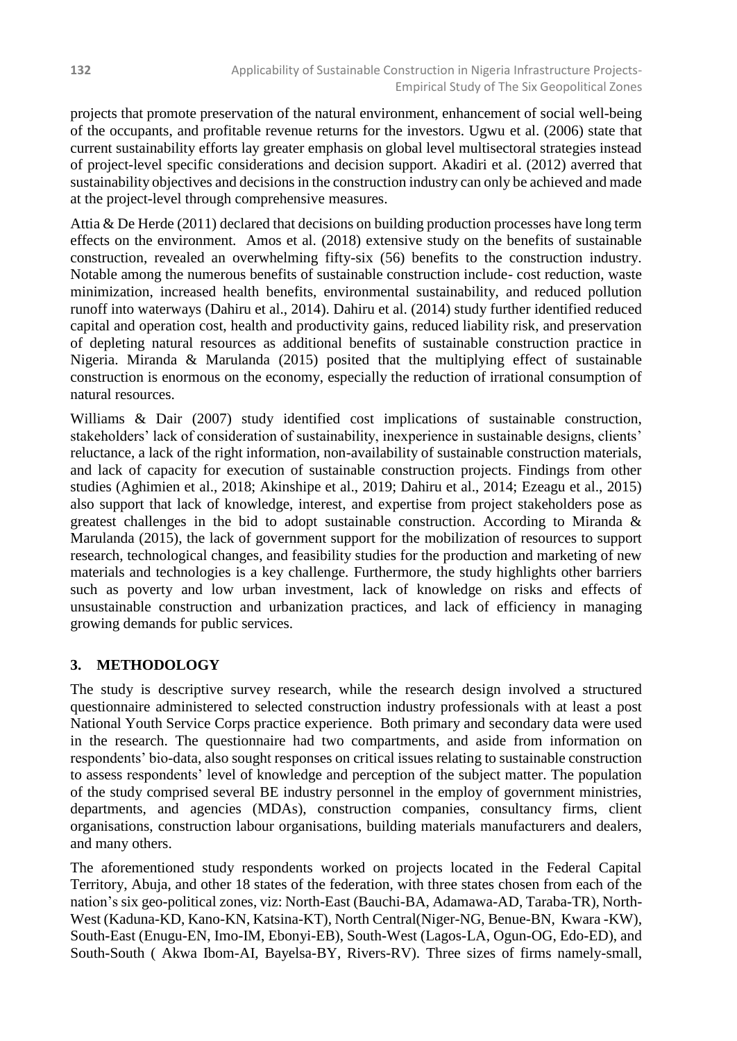projects that promote preservation of the natural environment, enhancement of social well-being of the occupants, and profitable revenue returns for the investors. Ugwu et al. (2006) state that current sustainability efforts lay greater emphasis on global level multisectoral strategies instead of project-level specific considerations and decision support. Akadiri et al. (2012) averred that sustainability objectives and decisions in the construction industry can only be achieved and made at the project-level through comprehensive measures.

Attia & De Herde (2011) declared that decisions on building production processes have long term effects on the environment. Amos et al. (2018) extensive study on the benefits of sustainable construction, revealed an overwhelming fifty-six (56) benefits to the construction industry. Notable among the numerous benefits of sustainable construction include- cost reduction, waste minimization, increased health benefits, environmental sustainability, and reduced pollution runoff into waterways (Dahiru et al., 2014). Dahiru et al. (2014) study further identified reduced capital and operation cost, health and productivity gains, reduced liability risk, and preservation of depleting natural resources as additional benefits of sustainable construction practice in Nigeria. Miranda & Marulanda (2015) posited that the multiplying effect of sustainable construction is enormous on the economy, especially the reduction of irrational consumption of natural resources.

Williams & Dair (2007) study identified cost implications of sustainable construction, stakeholders' lack of consideration of sustainability, inexperience in sustainable designs, clients' reluctance, a lack of the right information, non-availability of sustainable construction materials, and lack of capacity for execution of sustainable construction projects. Findings from other studies (Aghimien et al., 2018; Akinshipe et al., 2019; Dahiru et al., 2014; Ezeagu et al., 2015) also support that lack of knowledge, interest, and expertise from project stakeholders pose as greatest challenges in the bid to adopt sustainable construction. According to Miranda & Marulanda (2015), the lack of government support for the mobilization of resources to support research, technological changes, and feasibility studies for the production and marketing of new materials and technologies is a key challenge. Furthermore, the study highlights other barriers such as poverty and low urban investment, lack of knowledge on risks and effects of unsustainable construction and urbanization practices, and lack of efficiency in managing growing demands for public services.

## 3. METHODOLOGY

The study is descriptive survey research, while the research design involved a structured questionnaire administered to selected construction industry professionals with at least a post National Youth Service Corps practice experience. Both primary and secondary data were used in the research. The questionnaire had two compartments, and aside from information on respondents' bio-data, also sought responses on critical issues relating to sustainable construction to assess respondents' level of knowledge and perception of the subject matter. The population of the study comprised several BE industry personnel in the employ of government ministries, departments, and agencies (MDAs), construction companies, consultancy firms, client organisations, construction labour organisations, building materials manufacturers and dealers, and many others.

The aforementioned study respondents worked on projects located in the Federal Capital Territory, Abuja, and other 18 states of the federation, with three states chosen from each of the nation's six geo-political zones, viz: North-East (Bauchi-BA, Adamawa-AD, Taraba-TR), North-West (Kaduna-KD, Kano-KN, Katsina-KT), North Central(Niger-NG, Benue-BN, Kwara -KW), South-East (Enugu-EN, Imo-IM, Ebonyi-EB), South-West (Lagos-LA, Ogun-OG, Edo-ED), and South-South ( Akwa Ibom-AI, Bayelsa-BY, Rivers-RV). Three sizes of firms namely-small,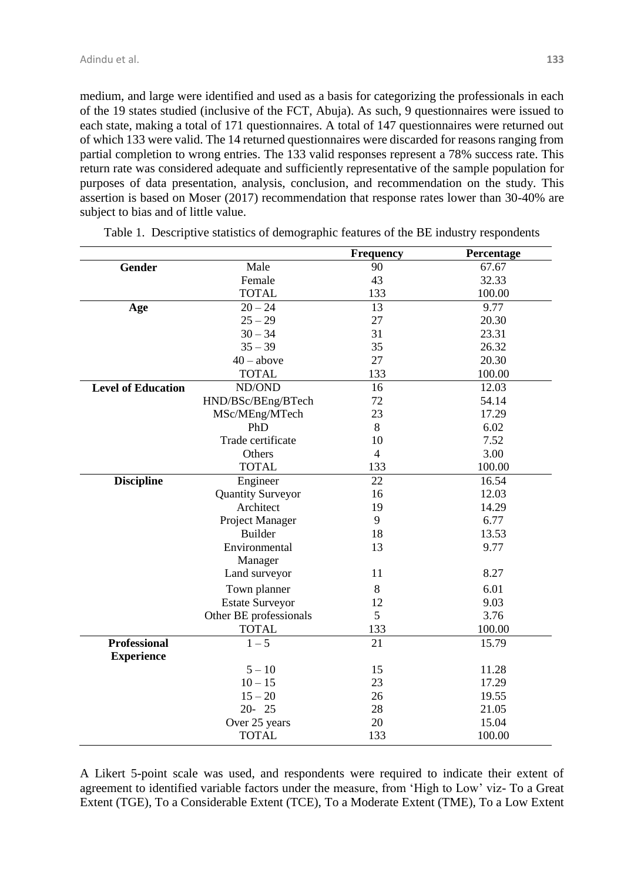medium, and large were identified and used as a basis for categorizing the professionals in each of the 19 states studied (inclusive of the FCT, Abuja). As such, 9 questionnaires were issued to each state, making a total of 171 questionnaires. A total of 147 questionnaires were returned out of which 133 were valid. The 14 returned questionnaires were discarded for reasons ranging from partial completion to wrong entries. The 133 valid responses represent a 78% success rate. This return rate was considered adequate and sufficiently representative of the sample population for purposes of data presentation, analysis, conclusion, and recommendation on the study. This assertion is based on Moser (2017) recommendation that response rates lower than 30-40% are subject to bias and of little value.

Table 1. Descriptive statistics of demographic features of the BE industry respondents

| | | Frequency | Percentage |
|---|---|---|---|
| **Gender** | Male | 90 | 67.67 |
| | Female | 43 | 32.33 |
| | TOTAL | 133 | 100.00 |
| **Age** | 20 – 24 | 13 | 9.77 |
| | 25 – 29 | 27 | 20.30 |
| | 30 – 34 | 31 | 23.31 |
| | 35 – 39 | 35 | 26.32 |
| | 40 – above | 27 | 20.30 |
| | TOTAL | 133 | 100.00 |
| **Level of Education** | ND/OND | 16 | 12.03 |
| | HND/BSc/BEng/BTech | 72 | 54.14 |
| | MSc/MEng/MTech | 23 | 17.29 |
| | PhD | 8 | 6.02 |
| | Trade certificate | 10 | 7.52 |
| | Others | 4 | 3.00 |
| | TOTAL | 133 | 100.00 |
| **Discipline** | Engineer | 22 | 16.54 |
| | Quantity Surveyor | 16 | 12.03 |
| | Architect | 19 | 14.29 |
| | Project Manager | 9 | 6.77 |
| | Builder | 18 | 13.53 |
| | Environmental Manager | 13 | 9.77 |
| | Land surveyor | 11 | 8.27 |
| | Town planner | 8 | 6.01 |
| | Estate Surveyor | 12 | 9.03 |
| | Other BE professionals | 5 | 3.76 |
| | TOTAL | 133 | 100.00 |
| **Professional Experience** | 1 – 5 | 21 | 15.79 |
| | 5 – 10 | 15 | 11.28 |
| | 10 – 15 | 23 | 17.29 |
| | 15 – 20 | 26 | 19.55 |
| | 20- 25 | 28 | 21.05 |
| | Over 25 years | 20 | 15.04 |
| | TOTAL | 133 | 100.00 |

A Likert 5-point scale was used, and respondents were required to indicate their extent of agreement to identified variable factors under the measure, from 'High to Low' viz- To a Great Extent (TGE), To a Considerable Extent (TCE), To a Moderate Extent (TME), To a Low Extent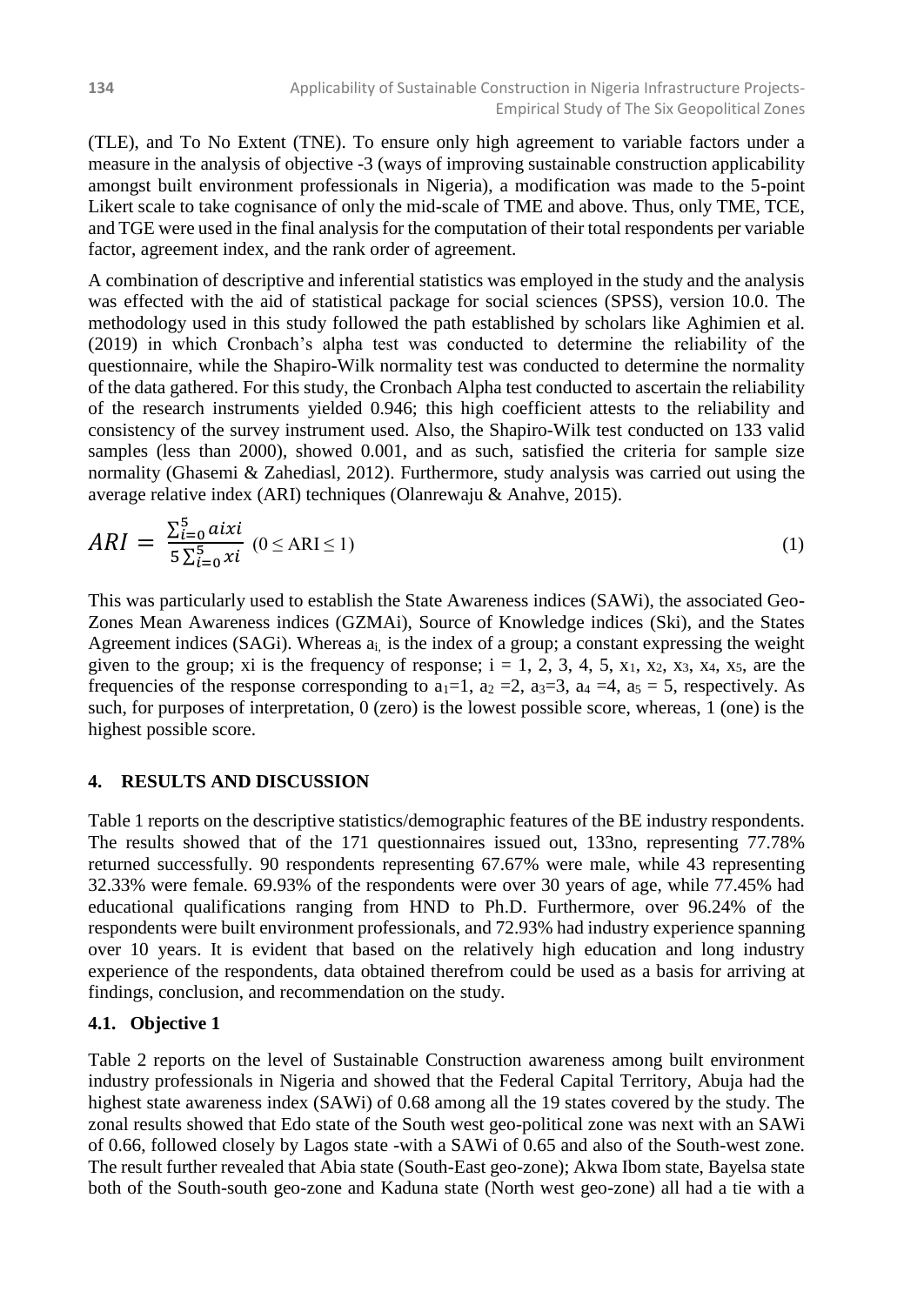(TLE), and To No Extent (TNE). To ensure only high agreement to variable factors under a measure in the analysis of objective -3 (ways of improving sustainable construction applicability amongst built environment professionals in Nigeria), a modification was made to the 5-point Likert scale to take cognisance of only the mid-scale of TME and above. Thus, only TME, TCE, and TGE were used in the final analysis for the computation of their total respondents per variable factor, agreement index, and the rank order of agreement.

A combination of descriptive and inferential statistics was employed in the study and the analysis was effected with the aid of statistical package for social sciences (SPSS), version 10.0. The methodology used in this study followed the path established by scholars like Aghimien et al. (2019) in which Cronbach's alpha test was conducted to determine the reliability of the questionnaire, while the Shapiro-Wilk normality test was conducted to determine the normality of the data gathered. For this study, the Cronbach Alpha test conducted to ascertain the reliability of the research instruments yielded 0.946; this high coefficient attests to the reliability and consistency of the survey instrument used. Also, the Shapiro-Wilk test conducted on 133 valid samples (less than 2000), showed 0.001, and as such, satisfied the criteria for sample size normality (Ghasemi & Zahediasl, 2012). Furthermore, study analysis was carried out using the average relative index (ARI) techniques (Olanrewaju & Anahve, 2015).

$$ARI = \frac{\sum_{i=0}^{5} aixi}{5\sum_{i=0}^{5} xi} \quad (0 \leq \text{ARI} \leq 1) \tag{1}$$

This was particularly used to establish the State Awareness indices (SAWi), the associated Geo-Zones Mean Awareness indices (GZMAi), Source of Knowledge indices (Ski), and the States Agreement indices (SAGi). Whereas $a_i$ is the index of a group; a constant expressing the weight given to the group; xi is the frequency of response; $i = 1, 2, 3, 4, 5$, $x_1$, $x_2$, $x_3$, $x_4$, $x_5$, are the frequencies of the response corresponding to $a_1=1$, $a_2=2$, $a_3=3$, $a_4=4$, $a_5=5$, respectively. As such, for purposes of interpretation, 0 (zero) is the lowest possible score, whereas, 1 (one) is the highest possible score.

## 4. RESULTS AND DISCUSSION

Table 1 reports on the descriptive statistics/demographic features of the BE industry respondents. The results showed that of the 171 questionnaires issued out, 133no, representing 77.78% returned successfully. 90 respondents representing 67.67% were male, while 43 representing 32.33% were female. 69.93% of the respondents were over 30 years of age, while 77.45% had educational qualifications ranging from HND to Ph.D. Furthermore, over 96.24% of the respondents were built environment professionals, and 72.93% had industry experience spanning over 10 years. It is evident that based on the relatively high education and long industry experience of the respondents, data obtained therefrom could be used as a basis for arriving at findings, conclusion, and recommendation on the study.

### 4.1. Objective 1

Table 2 reports on the level of Sustainable Construction awareness among built environment industry professionals in Nigeria and showed that the Federal Capital Territory, Abuja had the highest state awareness index (SAWi) of 0.68 among all the 19 states covered by the study. The zonal results showed that Edo state of the South west geo-political zone was next with an SAWi of 0.66, followed closely by Lagos state -with a SAWi of 0.65 and also of the South-west zone. The result further revealed that Abia state (South-East geo-zone); Akwa Ibom state, Bayelsa state both of the South-south geo-zone and Kaduna state (North west geo-zone) all had a tie with a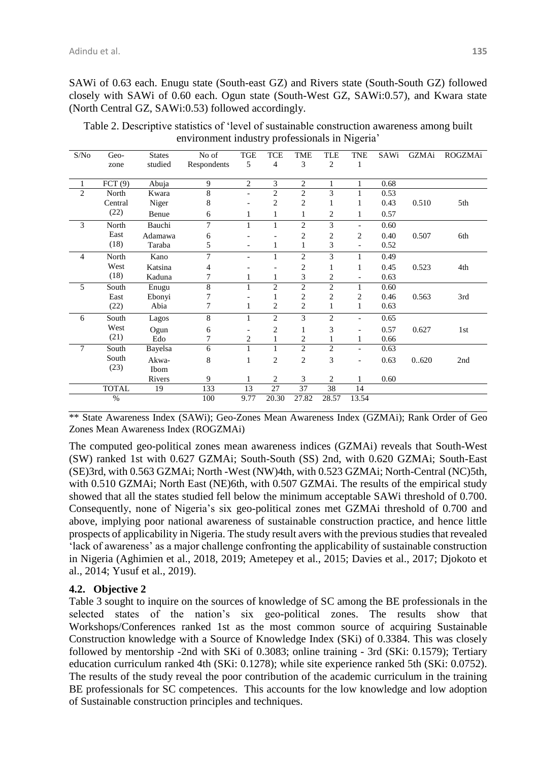SAWi of 0.63 each. Enugu state (South-east GZ) and Rivers state (South-South GZ) followed closely with SAWi of 0.60 each. Ogun state (South-West GZ, SAWi:0.57), and Kwara state (North Central GZ, SAWi:0.53) followed accordingly.

Table 2. Descriptive statistics of 'level of sustainable construction awareness among built environment industry professionals in Nigeria'

| S/No | Geo-zone | States studied | No of Respondents | TGE 5 | TCE 4 | TME 3 | TLE 2 | TNE 1 | SAWi | GZMAi | ROGZMAi |
|---|---|---|---|---|---|---|---|---|---|---|---|
| 1 | FCT (9) | Abuja | 9 | 2 | 3 | 2 | 1 | 1 | 0.68 | | |
| 2 | North | Kwara | 8 | - | 2 | 2 | 3 | 1 | 0.53 | | |
| | Central | Niger | 8 | - | 2 | 2 | 1 | 1 | 0.43 | 0.510 | 5th |
| | (22) | Benue | 6 | 1 | 1 | 1 | 2 | 1 | 0.57 | | |
| 3 | North | Bauchi | 7 | 1 | 1 | 2 | 3 | - | 0.60 | | |
| | East | Adamawa | 6 | - | - | 2 | 2 | 2 | 0.40 | 0.507 | 6th |
| | (18) | Taraba | 5 | - | 1 | 1 | 3 | - | 0.52 | | |
| 4 | North | Kano | 7 | - | 1 | 2 | 3 | 1 | 0.49 | | |
| | West | Katsina | 4 | - | - | 2 | 1 | 1 | 0.45 | 0.523 | 4th |
| | (18) | Kaduna | 7 | 1 | 1 | 3 | 2 | - | 0.63 | | |
| 5 | South | Enugu | 8 | 1 | 2 | 2 | 2 | 1 | 0.60 | | |
| | East | Ebonyi | 7 | - | 1 | 2 | 2 | 2 | 0.46 | 0.563 | 3rd |
| | (22) | Abia | 7 | 1 | 2 | 2 | 1 | 1 | 0.63 | | |
| 6 | South | Lagos | 8 | 1 | 2 | 3 | 2 | - | 0.65 | | |
| | West | Ogun | 6 | - | 2 | 1 | 3 | - | 0.57 | 0.627 | 1st |
| | (21) | Edo | 7 | 2 | 1 | 2 | 1 | 1 | 0.66 | | |
| 7 | South | Bayelsa | 6 | 1 | 1 | 2 | 2 | - | 0.63 | | |
| | South (23) | Akwa-Ibom | 8 | 1 | 2 | 2 | 3 | - | 0.63 | 0..620 | 2nd |
| | | Rivers | 9 | 1 | 2 | 3 | 2 | 1 | 0.60 | | |
| | TOTAL | 19 | 133 | 13 | 27 | 37 | 38 | 14 | | | |
| | % | | 100 | 9.77 | 20.30 | 27.82 | 28.57 | 13.54 | | | |

** State Awareness Index (SAWi); Geo-Zones Mean Awareness Index (GZMAi); Rank Order of Geo Zones Mean Awareness Index (ROGZMAi)

The computed geo-political zones mean awareness indices (GZMAi) reveals that South-West (SW) ranked 1st with 0.627 GZMAi; South-South (SS) 2nd, with 0.620 GZMAi; South-East (SE)3rd, with 0.563 GZMAi; North -West (NW)4th, with 0.523 GZMAi; North-Central (NC)5th, with 0.510 GZMAi; North East (NE)6th, with 0.507 GZMAi. The results of the empirical study showed that all the states studied fell below the minimum acceptable SAWi threshold of 0.700. Consequently, none of Nigeria's six geo-political zones met GZMAi threshold of 0.700 and above, implying poor national awareness of sustainable construction practice, and hence little prospects of applicability in Nigeria. The study result avers with the previous studies that revealed 'lack of awareness' as a major challenge confronting the applicability of sustainable construction in Nigeria (Aghimien et al., 2018, 2019; Ametepey et al., 2015; Davies et al., 2017; Djokoto et al., 2014; Yusuf et al., 2019).

### 4.2. Objective 2

Table 3 sought to inquire on the sources of knowledge of SC among the BE professionals in the selected states of the nation's six geo-political zones. The results show that Workshops/Conferences ranked 1st as the most common source of acquiring Sustainable Construction knowledge with a Source of Knowledge Index (SKi) of 0.3384. This was closely followed by mentorship -2nd with SKi of 0.3083; online training - 3rd (SKi: 0.1579); Tertiary education curriculum ranked 4th (SKi: 0.1278); while site experience ranked 5th (SKi: 0.0752). The results of the study reveal the poor contribution of the academic curriculum in the training BE professionals for SC competences. This accounts for the low knowledge and low adoption of Sustainable construction principles and techniques.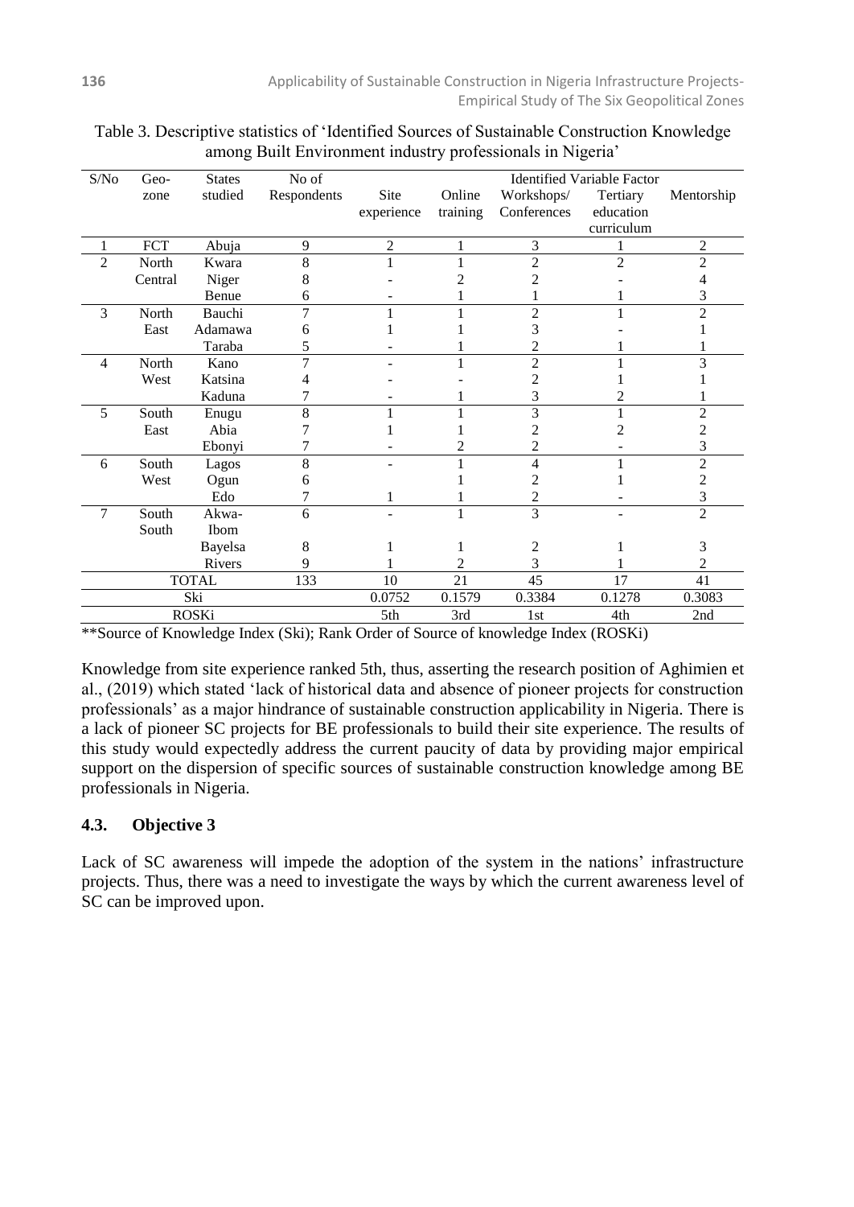Table 3. Descriptive statistics of 'Identified Sources of Sustainable Construction Knowledge among Built Environment industry professionals in Nigeria'

| S/No | Geo-zone | States studied | No of Respondents | Identified Variable Factor | | | | |
|---|---|---|---|---|---|---|---|---|
| | | | | Site experience | Online training | Workshops/ Conferences | Tertiary education curriculum | Mentorship |
| 1 | FCT | Abuja | 9 | 2 | 1 | 3 | 1 | 2 |
| 2 | North Central | Kwara | 8 | 1 | 1 | 2 | 2 | 2 |
| | | Niger | 8 | - | 2 | 2 | - | 4 |
| | | Benue | 6 | - | 1 | 1 | 1 | 3 |
| 3 | North East | Bauchi | 7 | 1 | 1 | 2 | 1 | 2 |
| | | Adamawa | 6 | 1 | 1 | 3 | - | 1 |
| | | Taraba | 5 | - | 1 | 2 | 1 | 1 |
| 4 | North West | Kano | 7 | - | 1 | 2 | 1 | 3 |
| | | Katsina | 4 | - | - | 2 | 1 | 1 |
| | | Kaduna | 7 | - | 1 | 3 | 2 | 1 |
| 5 | South East | Enugu | 8 | 1 | 1 | 3 | 1 | 2 |
| | | Abia | 7 | 1 | 1 | 2 | 2 | 2 |
| | | Ebonyi | 7 | - | 2 | 2 | - | 3 |
| 6 | South West | Lagos | 8 | - | 1 | 4 | 1 | 2 |
| | | Ogun | 6 | | 1 | 2 | 1 | 2 |
| | | Edo | 7 | 1 | 1 | 2 | - | 3 |
| 7 | South South | Akwa-Ibom | 6 | - | 1 | 3 | - | 2 |
| | | Bayelsa | 8 | 1 | 1 | 2 | 1 | 3 |
| | | Rivers | 9 | 1 | 2 | 3 | 1 | 2 |
| TOTAL | | | 133 | 10 | 21 | 45 | 17 | 41 |
| Ski | | | | 0.0752 | 0.1579 | 0.3384 | 0.1278 | 0.3083 |
| ROSKi | | | | 5th | 3rd | 1st | 4th | 2nd |

**Source of Knowledge Index (Ski); Rank Order of Source of knowledge Index (ROSKi)

Knowledge from site experience ranked 5th, thus, asserting the research position of Aghimien et al., (2019) which stated 'lack of historical data and absence of pioneer projects for construction professionals' as a major hindrance of sustainable construction applicability in Nigeria. There is a lack of pioneer SC projects for BE professionals to build their site experience. The results of this study would expectedly address the current paucity of data by providing major empirical support on the dispersion of specific sources of sustainable construction knowledge among BE professionals in Nigeria.

### 4.3. Objective 3

Lack of SC awareness will impede the adoption of the system in the nations' infrastructure projects. Thus, there was a need to investigate the ways by which the current awareness level of SC can be improved upon.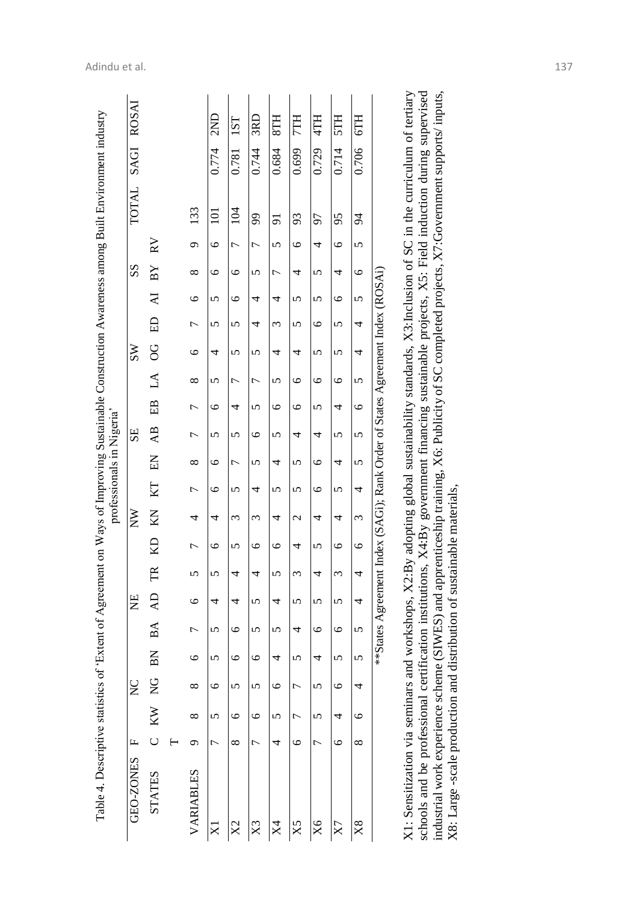Table 4. Descriptive statistics of 'Extent of Agreement on Ways of Improving Sustainable Construction Awareness among Built Environment industry professionals in Nigeria'

| GEO-ZONES | F | NC | | | NE | | | NW | | | SE | | | SW | | | SS | | | TOTAL | SAGI | ROSAI |
|---|---|---|---|---|---|---|---|---|---|---|---|---|---|---|---|---|---|---|---|---|---|---|
| STATES | CT | KW | NG | BN | BA | AD | TR | KD | KN | KT | EN | AB | EB | LA | OG | ED | AI | BY | RV | | | |
| VARIABLES | 9 | 8 | 8 | 6 | 7 | 6 | 5 | 7 | 4 | 7 | 8 | 7 | 7 | 8 | 6 | 7 | 6 | 8 | 9 | 133 | | |
| X1 | 7 | 5 | 6 | 5 | 5 | 4 | 5 | 6 | 4 | 6 | 6 | 5 | 6 | 5 | 4 | 5 | 5 | 6 | 6 | 101 | 0.774 | 2ND |
| X2 | 8 | 6 | 5 | 6 | 6 | 4 | 4 | 5 | 3 | 5 | 7 | 5 | 4 | 7 | 5 | 5 | 6 | 6 | 7 | 104 | 0.781 | 1ST |
| X3 | 7 | 6 | 5 | 6 | 5 | 5 | 4 | 6 | 3 | 4 | 5 | 6 | 5 | 7 | 5 | 4 | 4 | 5 | 7 | 99 | 0.744 | 3RD |
| X4 | 4 | 5 | 6 | 4 | 5 | 4 | 5 | 6 | 4 | 5 | 4 | 5 | 6 | 5 | 4 | 3 | 4 | 7 | 5 | 91 | 0.684 | 8TH |
| X5 | 6 | 7 | 7 | 5 | 4 | 5 | 3 | 4 | 2 | 5 | 5 | 4 | 6 | 6 | 4 | 5 | 5 | 4 | 6 | 93 | 0.699 | 7TH |
| X6 | 7 | 5 | 5 | 4 | 6 | 5 | 4 | 5 | 4 | 6 | 6 | 4 | 5 | 6 | 5 | 6 | 5 | 5 | 4 | 97 | 0.729 | 4TH |
| X7 | 6 | 4 | 6 | 5 | 6 | 5 | 3 | 6 | 4 | 5 | 4 | 5 | 4 | 6 | 5 | 5 | 6 | 4 | 6 | 95 | 0.714 | 5TH |
| X8 | 8 | 6 | 4 | 5 | 5 | 4 | 4 | 6 | 3 | 4 | 5 | 5 | 6 | 5 | 4 | 4 | 5 | 6 | 5 | 94 | 0.706 | 6TH |

**States Agreement Index (SAGi); Rank Order of States Agreement Index (ROSAi)

X1: Sensitization via seminars and workshops, X2:By adopting global sustainability standards, X3:Inclusion of SC in the curriculum of tertiary schools and be professional certification institutions, X4:By government financing sustainable projects, X5: Field induction during supervised industrial work experience scheme (SIWES) and apprenticeship training, X6: Publicity of SC completed projects, X7:Government supports/ inputs, X8: Large -scale production and distribution of sustainable materials,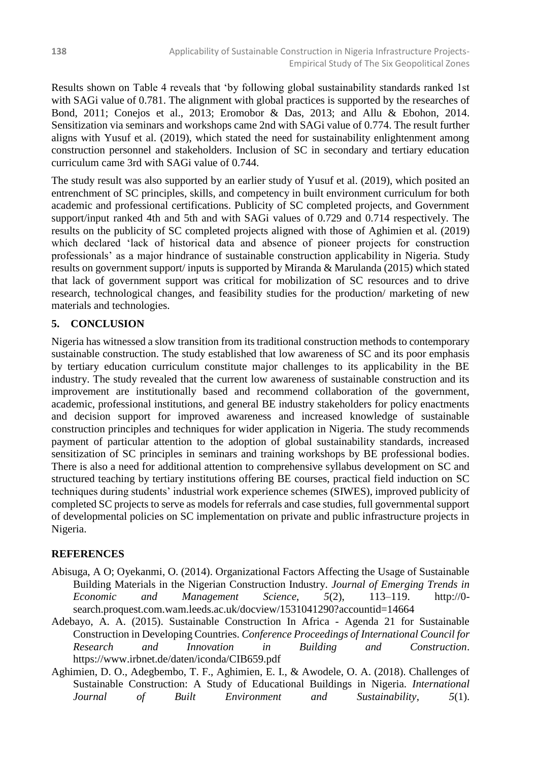Results shown on Table 4 reveals that 'by following global sustainability standards ranked 1st with SAGi value of 0.781. The alignment with global practices is supported by the researches of Bond, 2011; Conejos et al., 2013; Eromobor & Das, 2013; and Allu & Ebohon, 2014. Sensitization via seminars and workshops came 2nd with SAGi value of 0.774. The result further aligns with Yusuf et al. (2019), which stated the need for sustainability enlightenment among construction personnel and stakeholders. Inclusion of SC in secondary and tertiary education curriculum came 3rd with SAGi value of 0.744.

The study result was also supported by an earlier study of Yusuf et al. (2019), which posited an entrenchment of SC principles, skills, and competency in built environment curriculum for both academic and professional certifications. Publicity of SC completed projects, and Government support/input ranked 4th and 5th and with SAGi values of 0.729 and 0.714 respectively. The results on the publicity of SC completed projects aligned with those of Aghimien et al. (2019) which declared 'lack of historical data and absence of pioneer projects for construction professionals' as a major hindrance of sustainable construction applicability in Nigeria. Study results on government support/ inputs is supported by Miranda & Marulanda (2015) which stated that lack of government support was critical for mobilization of SC resources and to drive research, technological changes, and feasibility studies for the production/ marketing of new materials and technologies.

## 5. CONCLUSION

Nigeria has witnessed a slow transition from its traditional construction methods to contemporary sustainable construction. The study established that low awareness of SC and its poor emphasis by tertiary education curriculum constitute major challenges to its applicability in the BE industry. The study revealed that the current low awareness of sustainable construction and its improvement are institutionally based and recommend collaboration of the government, academic, professional institutions, and general BE industry stakeholders for policy enactments and decision support for improved awareness and increased knowledge of sustainable construction principles and techniques for wider application in Nigeria. The study recommends payment of particular attention to the adoption of global sustainability standards, increased sensitization of SC principles in seminars and training workshops by BE professional bodies. There is also a need for additional attention to comprehensive syllabus development on SC and structured teaching by tertiary institutions offering BE courses, practical field induction on SC techniques during students' industrial work experience schemes (SIWES), improved publicity of completed SC projects to serve as models for referrals and case studies, full governmental support of developmental policies on SC implementation on private and public infrastructure projects in Nigeria.

## REFERENCES

Abisuga, A O; Oyekanmi, O. (2014). Organizational Factors Affecting the Usage of Sustainable Building Materials in the Nigerian Construction Industry. *Journal of Emerging Trends in Economic and Management Science*, *5*(2), 113–119. http://0-search.proquest.com.wam.leeds.ac.uk/docview/1531041290?accountid=14664

Adebayo, A. A. (2015). Sustainable Construction In Africa - Agenda 21 for Sustainable Construction in Developing Countries. *Conference Proceedings of International Council for Research and Innovation in Building and Construction*. https://www.irbnet.de/daten/iconda/CIB659.pdf

Aghimien, D. O., Adegbembo, T. F., Aghimien, E. I., & Awodele, O. A. (2018). Challenges of Sustainable Construction: A Study of Educational Buildings in Nigeria. *International Journal of Built Environment and Sustainability*, *5*(1).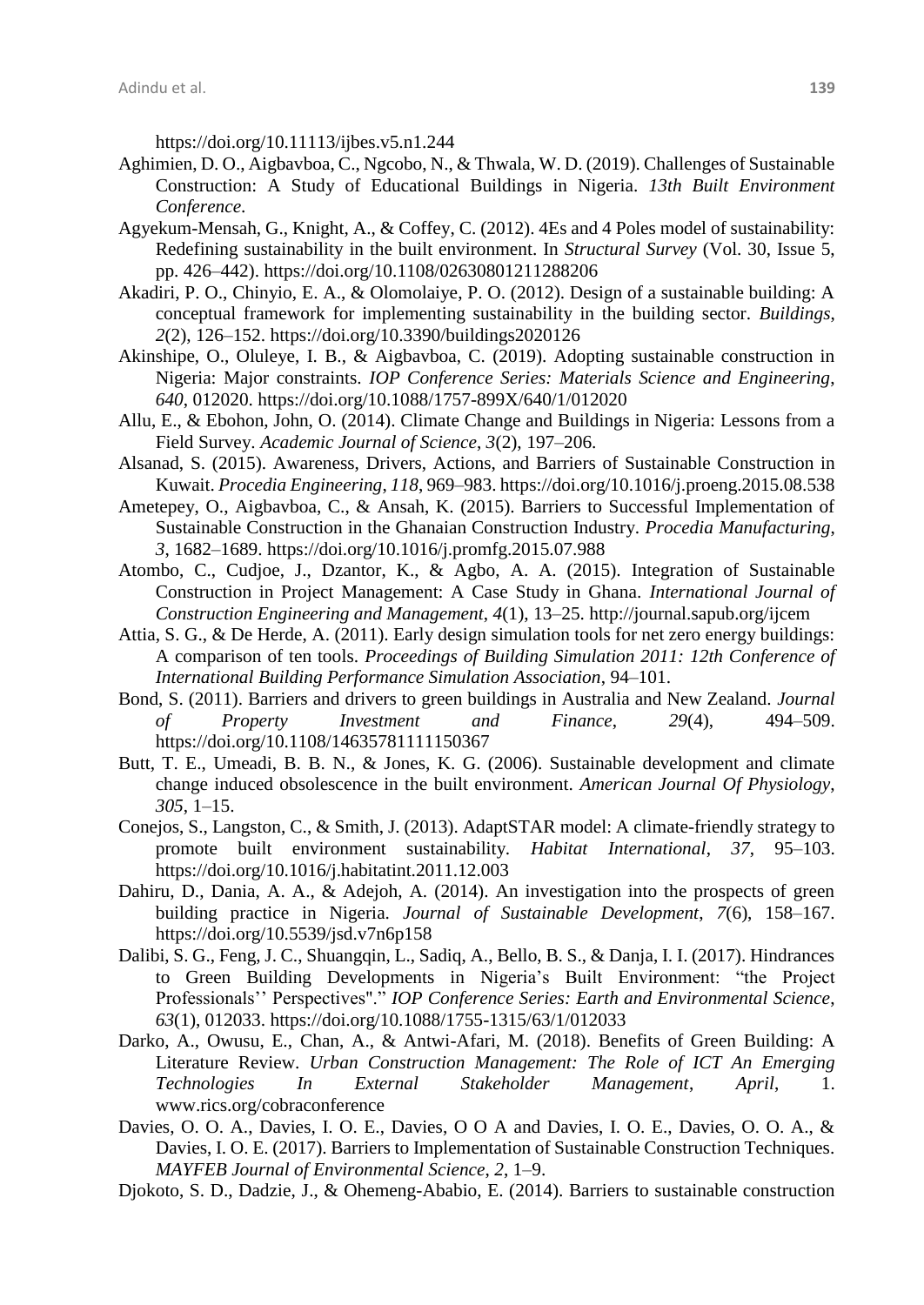https://doi.org/10.11113/ijbes.v5.n1.244

Aghimien, D. O., Aigbavboa, C., Ngcobo, N., & Thwala, W. D. (2019). Challenges of Sustainable Construction: A Study of Educational Buildings in Nigeria. *13th Built Environment Conference*.

Agyekum-Mensah, G., Knight, A., & Coffey, C. (2012). 4Es and 4 Poles model of sustainability: Redefining sustainability in the built environment. In *Structural Survey* (Vol. 30, Issue 5, pp. 426–442). https://doi.org/10.1108/02630801211288206

Akadiri, P. O., Chinyio, E. A., & Olomolaiye, P. O. (2012). Design of a sustainable building: A conceptual framework for implementing sustainability in the building sector. *Buildings*, *2*(2), 126–152. https://doi.org/10.3390/buildings2020126

Akinshipe, O., Oluleye, I. B., & Aigbavboa, C. (2019). Adopting sustainable construction in Nigeria: Major constraints. *IOP Conference Series: Materials Science and Engineering*, *640*, 012020. https://doi.org/10.1088/1757-899X/640/1/012020

Allu, E., & Ebohon, John, O. (2014). Climate Change and Buildings in Nigeria: Lessons from a Field Survey. *Academic Journal of Science*, *3*(2), 197–206.

Alsanad, S. (2015). Awareness, Drivers, Actions, and Barriers of Sustainable Construction in Kuwait. *Procedia Engineering*, *118*, 969–983. https://doi.org/10.1016/j.proeng.2015.08.538

Ametepey, O., Aigbavboa, C., & Ansah, K. (2015). Barriers to Successful Implementation of Sustainable Construction in the Ghanaian Construction Industry. *Procedia Manufacturing*, *3*, 1682–1689. https://doi.org/10.1016/j.promfg.2015.07.988

Atombo, C., Cudjoe, J., Dzantor, K., & Agbo, A. A. (2015). Integration of Sustainable Construction in Project Management: A Case Study in Ghana. *International Journal of Construction Engineering and Management*, *4*(1), 13–25. http://journal.sapub.org/ijcem

Attia, S. G., & De Herde, A. (2011). Early design simulation tools for net zero energy buildings: A comparison of ten tools. *Proceedings of Building Simulation 2011: 12th Conference of International Building Performance Simulation Association*, 94–101.

Bond, S. (2011). Barriers and drivers to green buildings in Australia and New Zealand. *Journal of Property Investment and Finance*, *29*(4), 494–509. https://doi.org/10.1108/14635781111150367

Butt, T. E., Umeadi, B. B. N., & Jones, K. G. (2006). Sustainable development and climate change induced obsolescence in the built environment. *American Journal Of Physiology*, *305*, 1–15.

Conejos, S., Langston, C., & Smith, J. (2013). AdaptSTAR model: A climate-friendly strategy to promote built environment sustainability. *Habitat International*, *37*, 95–103. https://doi.org/10.1016/j.habitatint.2011.12.003

Dahiru, D., Dania, A. A., & Adejoh, A. (2014). An investigation into the prospects of green building practice in Nigeria. *Journal of Sustainable Development*, *7*(6), 158–167. https://doi.org/10.5539/jsd.v7n6p158

Dalibi, S. G., Feng, J. C., Shuangqin, L., Sadiq, A., Bello, B. S., & Danja, I. I. (2017). Hindrances to Green Building Developments in Nigeria's Built Environment: "the Project Professionals'' Perspectives"." *IOP Conference Series: Earth and Environmental Science*, *63*(1), 012033. https://doi.org/10.1088/1755-1315/63/1/012033

Darko, A., Owusu, E., Chan, A., & Antwi-Afari, M. (2018). Benefits of Green Building: A Literature Review. *Urban Construction Management: The Role of ICT An Emerging Technologies In External Stakeholder Management*, *April*, 1. www.rics.org/cobraconference

Davies, O. O. A., Davies, I. O. E., Davies, O O A and Davies, I. O. E., Davies, O. O. A., & Davies, I. O. E. (2017). Barriers to Implementation of Sustainable Construction Techniques. *MAYFEB Journal of Environmental Science*, *2*, 1–9.

Djokoto, S. D., Dadzie, J., & Ohemeng-Ababio, E. (2014). Barriers to sustainable construction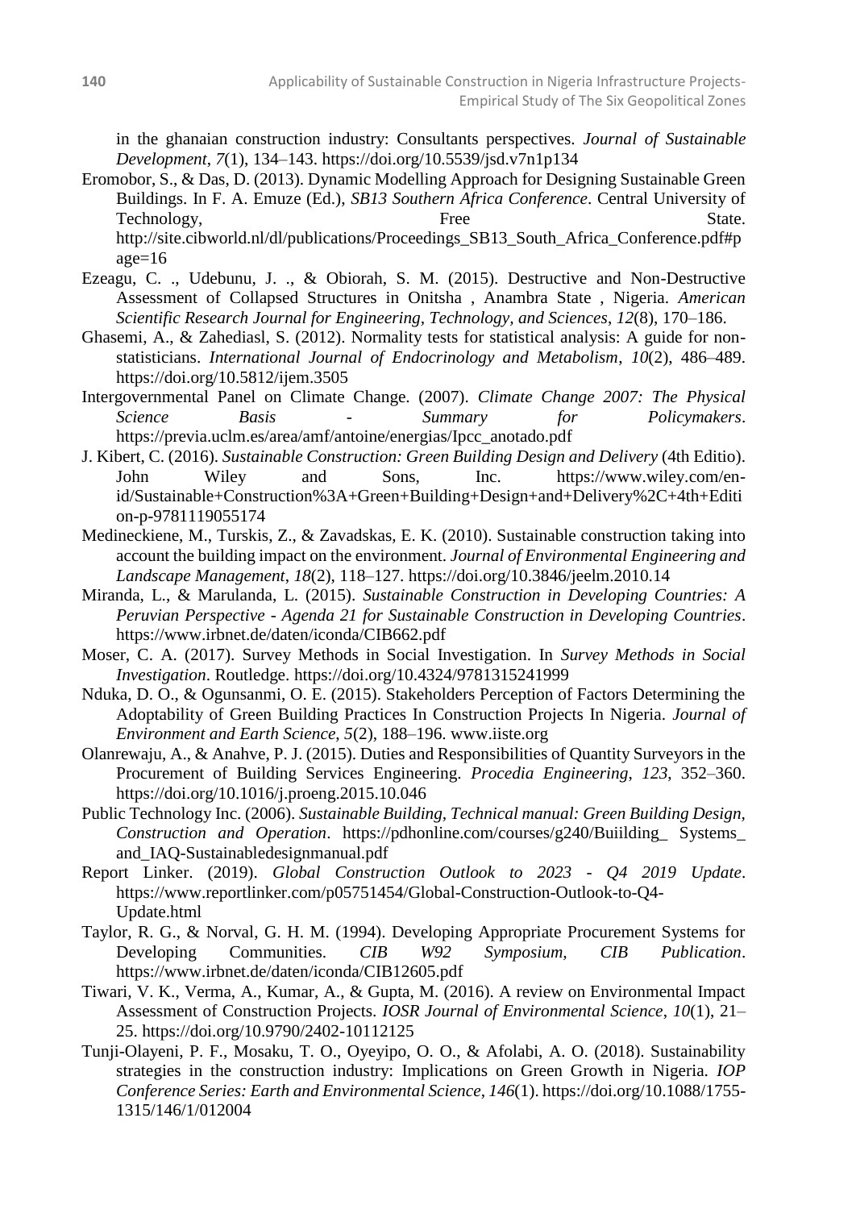in the ghanaian construction industry: Consultants perspectives. *Journal of Sustainable Development*, *7*(1), 134–143. https://doi.org/10.5539/jsd.v7n1p134

Eromobor, S., & Das, D. (2013). Dynamic Modelling Approach for Designing Sustainable Green Buildings. In F. A. Emuze (Ed.), *SB13 Southern Africa Conference*. Central University of Technology, Free State. http://site.cibworld.nl/dl/publications/Proceedings_SB13_South_Africa_Conference.pdf#page=16

Ezeagu, C. ., Udebunu, J. ., & Obiorah, S. M. (2015). Destructive and Non-Destructive Assessment of Collapsed Structures in Onitsha , Anambra State , Nigeria. *American Scientific Research Journal for Engineering, Technology, and Sciences*, *12*(8), 170–186.

Ghasemi, A., & Zahediasl, S. (2012). Normality tests for statistical analysis: A guide for non-statisticians. *International Journal of Endocrinology and Metabolism*, *10*(2), 486–489. https://doi.org/10.5812/ijem.3505

Intergovernmental Panel on Climate Change. (2007). *Climate Change 2007: The Physical Science Basis - Summary for Policymakers*. https://previa.uclm.es/area/amf/antoine/energias/Ipcc_anotado.pdf

J. Kibert, C. (2016). *Sustainable Construction: Green Building Design and Delivery* (4th Editio). John Wiley and Sons, Inc. https://www.wiley.com/en-id/Sustainable+Construction%3A+Green+Building+Design+and+Delivery%2C+4th+Edition-p-9781119055174

Medineckiene, M., Turskis, Z., & Zavadskas, E. K. (2010). Sustainable construction taking into account the building impact on the environment. *Journal of Environmental Engineering and Landscape Management*, *18*(2), 118–127. https://doi.org/10.3846/jeelm.2010.14

Miranda, L., & Marulanda, L. (2015). *Sustainable Construction in Developing Countries: A Peruvian Perspective - Agenda 21 for Sustainable Construction in Developing Countries*. https://www.irbnet.de/daten/iconda/CIB662.pdf

Moser, C. A. (2017). Survey Methods in Social Investigation. In *Survey Methods in Social Investigation*. Routledge. https://doi.org/10.4324/9781315241999

Nduka, D. O., & Ogunsanmi, O. E. (2015). Stakeholders Perception of Factors Determining the Adoptability of Green Building Practices In Construction Projects In Nigeria. *Journal of Environment and Earth Science*, *5*(2), 188–196. www.iiste.org

Olanrewaju, A., & Anahve, P. J. (2015). Duties and Responsibilities of Quantity Surveyors in the Procurement of Building Services Engineering. *Procedia Engineering*, *123*, 352–360. https://doi.org/10.1016/j.proeng.2015.10.046

Public Technology Inc. (2006). *Sustainable Building, Technical manual: Green Building Design, Construction and Operation*. https://pdhonline.com/courses/g240/Buiilding_ Systems_ and_IAQ-Sustainabledesignmanual.pdf

Report Linker. (2019). *Global Construction Outlook to 2023 - Q4 2019 Update*. https://www.reportlinker.com/p05751454/Global-Construction-Outlook-to-Q4-Update.html

Taylor, R. G., & Norval, G. H. M. (1994). Developing Appropriate Procurement Systems for Developing Communities. *CIB W92 Symposium, CIB Publication*. https://www.irbnet.de/daten/iconda/CIB12605.pdf

Tiwari, V. K., Verma, A., Kumar, A., & Gupta, M. (2016). A review on Environmental Impact Assessment of Construction Projects. *IOSR Journal of Environmental Science*, *10*(1), 21–25. https://doi.org/10.9790/2402-10112125

Tunji-Olayeni, P. F., Mosaku, T. O., Oyeyipo, O. O., & Afolabi, A. O. (2018). Sustainability strategies in the construction industry: Implications on Green Growth in Nigeria. *IOP Conference Series: Earth and Environmental Science*, *146*(1). https://doi.org/10.1088/1755-1315/146/1/012004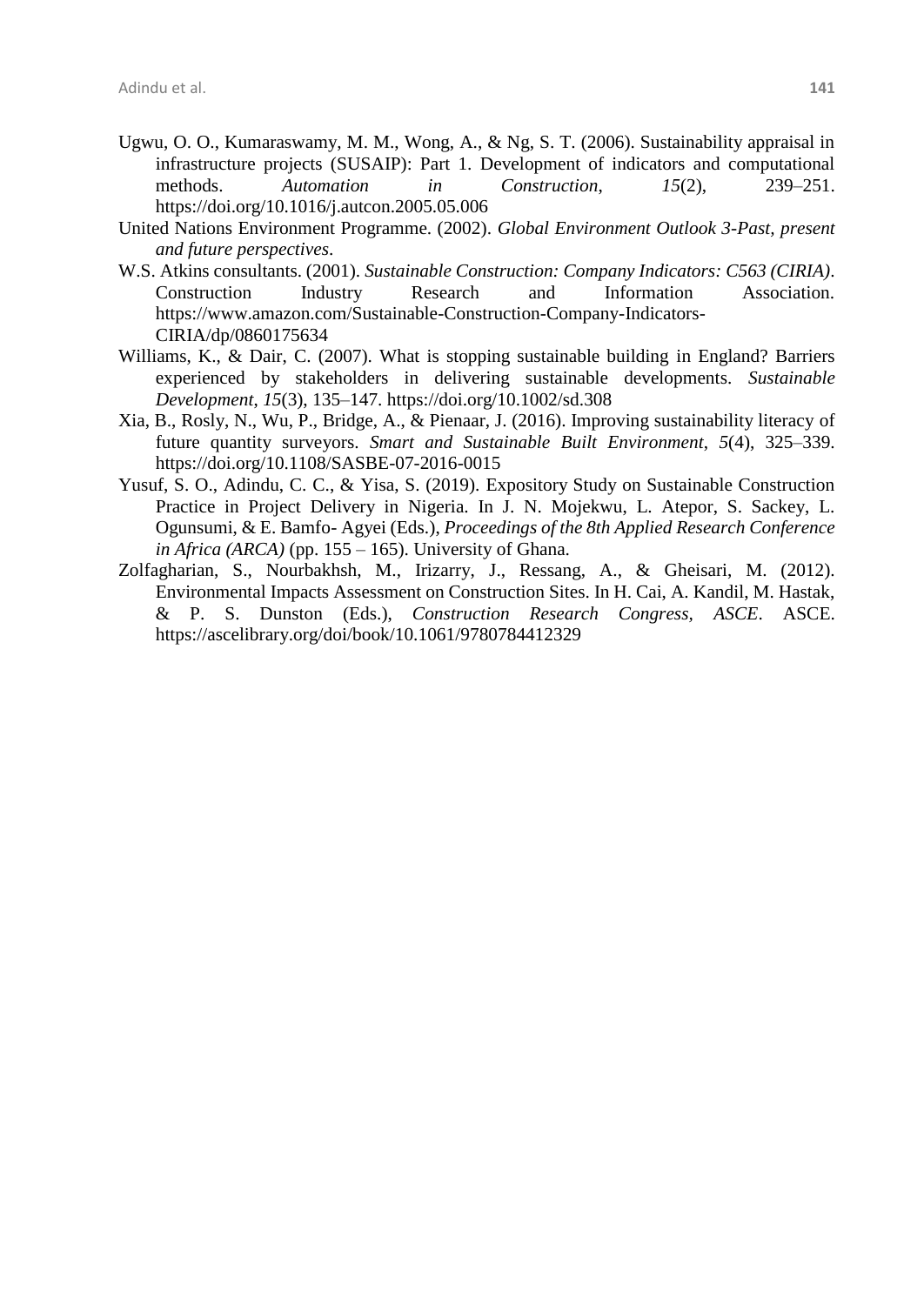Ugwu, O. O., Kumaraswamy, M. M., Wong, A., & Ng, S. T. (2006). Sustainability appraisal in infrastructure projects (SUSAIP): Part 1. Development of indicators and computational methods. *Automation in Construction*, *15*(2), 239–251. https://doi.org/10.1016/j.autcon.2005.05.006

United Nations Environment Programme. (2002). *Global Environment Outlook 3-Past, present and future perspectives*.

W.S. Atkins consultants. (2001). *Sustainable Construction: Company Indicators: C563 (CIRIA)*. Construction Industry Research and Information Association. https://www.amazon.com/Sustainable-Construction-Company-Indicators-CIRIA/dp/0860175634

Williams, K., & Dair, C. (2007). What is stopping sustainable building in England? Barriers experienced by stakeholders in delivering sustainable developments. *Sustainable Development*, *15*(3), 135–147. https://doi.org/10.1002/sd.308

Xia, B., Rosly, N., Wu, P., Bridge, A., & Pienaar, J. (2016). Improving sustainability literacy of future quantity surveyors. *Smart and Sustainable Built Environment*, *5*(4), 325–339. https://doi.org/10.1108/SASBE-07-2016-0015

Yusuf, S. O., Adindu, C. C., & Yisa, S. (2019). Expository Study on Sustainable Construction Practice in Project Delivery in Nigeria. In J. N. Mojekwu, L. Atepor, S. Sackey, L. Ogunsumi, & E. Bamfo- Agyei (Eds.), *Proceedings of the 8th Applied Research Conference in Africa (ARCA)* (pp. 155 – 165). University of Ghana.

Zolfagharian, S., Nourbakhsh, M., Irizarry, J., Ressang, A., & Gheisari, M. (2012). Environmental Impacts Assessment on Construction Sites. In H. Cai, A. Kandil, M. Hastak, & P. S. Dunston (Eds.), *Construction Research Congress, ASCE*. ASCE. https://ascelibrary.org/doi/book/10.1061/9780784412329